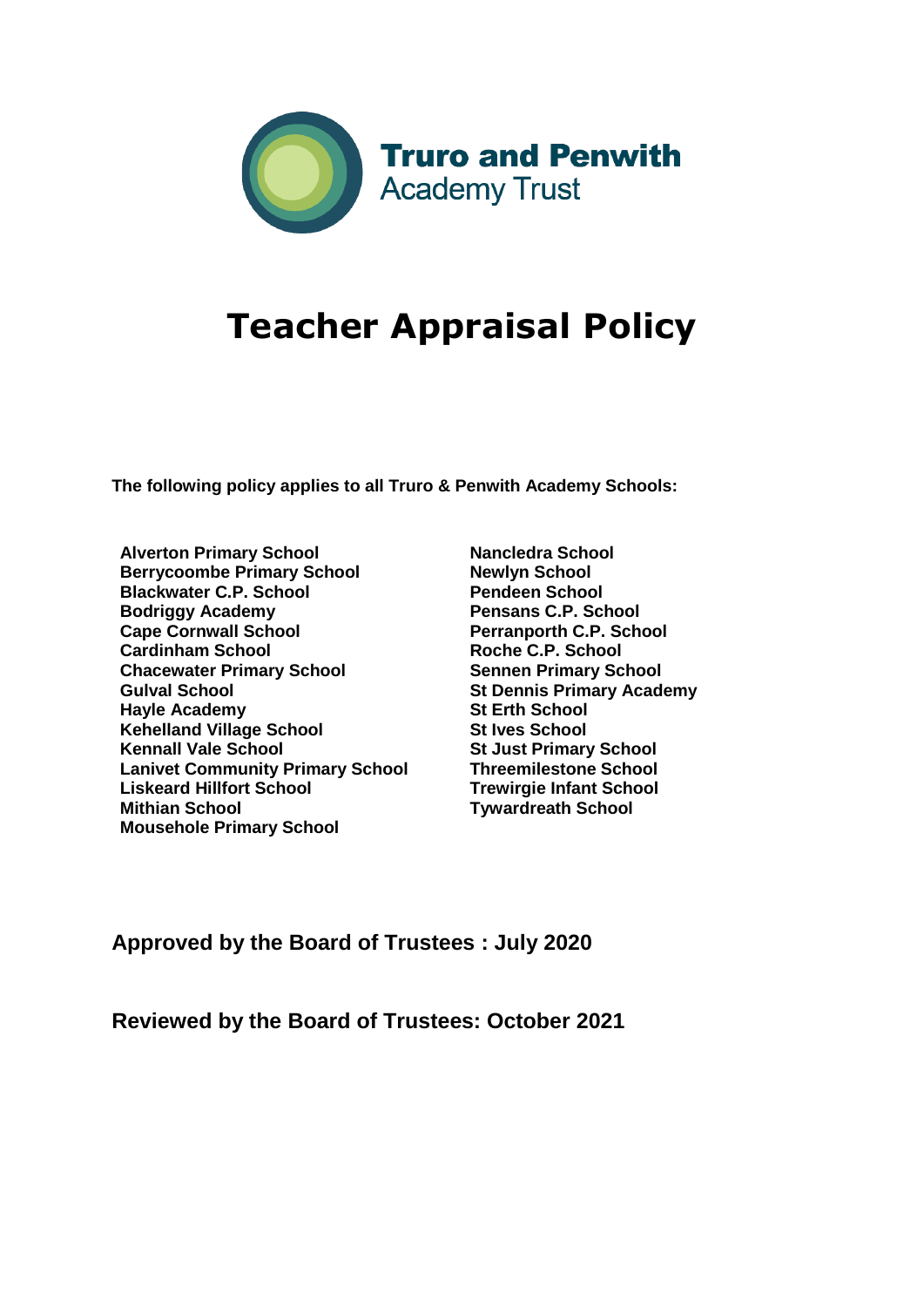**Truro and Penwith**
Academy Trust

# Teacher Appraisal Policy

**The following policy applies to all Truro & Penwith Academy Schools:**

**Alverton Primary School**
**Berrycoombe Primary School**
**Blackwater C.P. School**
**Bodriggy Academy**
**Cape Cornwall School**
**Cardinham School**
**Chacewater Primary School**
**Gulval School**
**Hayle Academy**
**Kehelland Village School**
**Kennall Vale School**
**Lanivet Community Primary School**
**Liskeard Hillfort School**
**Mithian School**
**Mousehole Primary School**
**Nancledra School**
**Newlyn School**
**Pendeen School**
**Pensans C.P. School**
**Perranporth C.P. School**
**Roche C.P. School**
**Sennen Primary School**
**St Dennis Primary Academy**
**St Erth School**
**St Ives School**
**St Just Primary School**
**Threemilestone School**
**Trewirgie Infant School**
**Tywardreath School**

**Approved by the Board of Trustees : July 2020**

**Reviewed by the Board of Trustees: October 2021**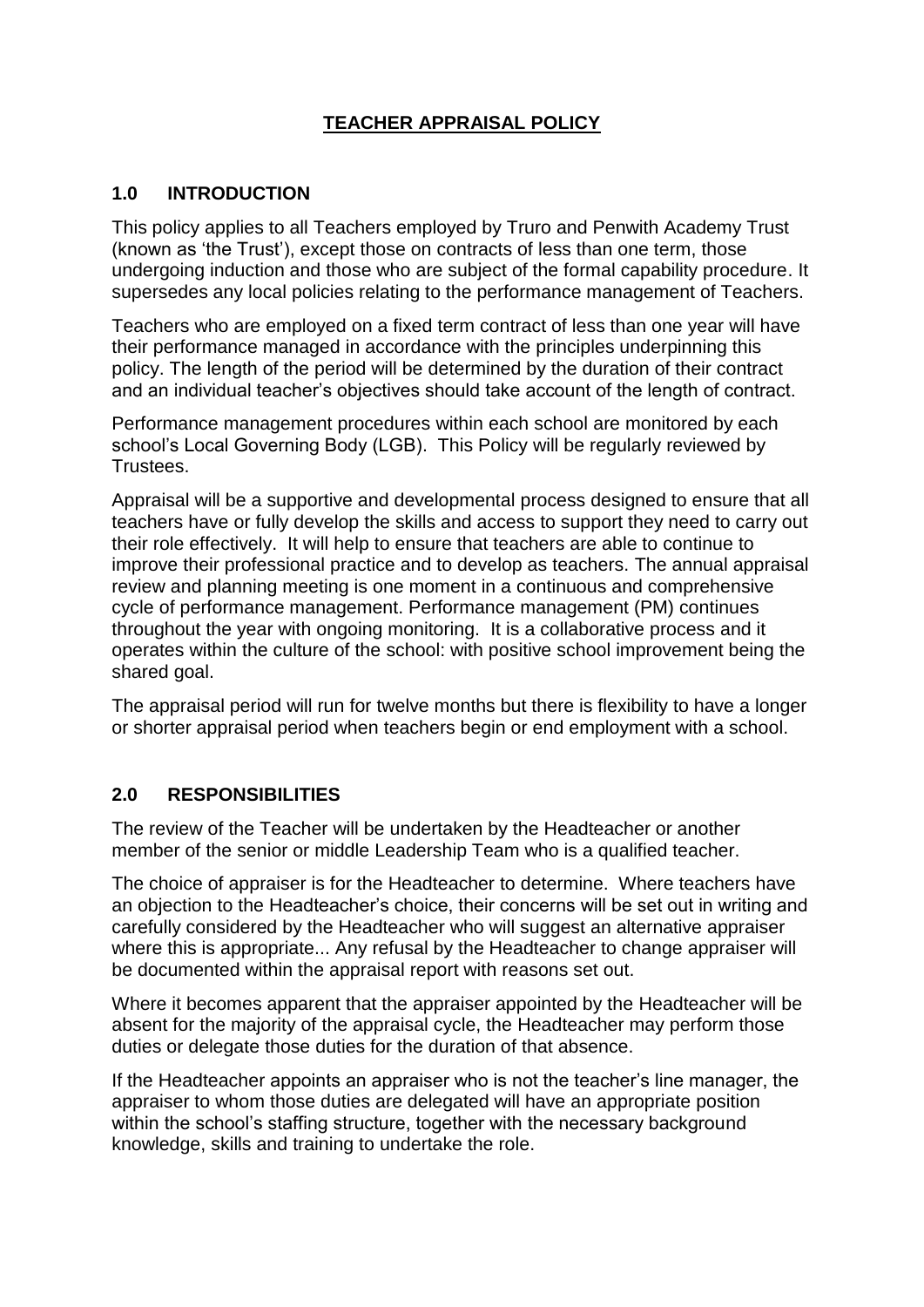# TEACHER APPRAISAL POLICY

## 1.0 INTRODUCTION

This policy applies to all Teachers employed by Truro and Penwith Academy Trust (known as 'the Trust'), except those on contracts of less than one term, those undergoing induction and those who are subject of the formal capability procedure. It supersedes any local policies relating to the performance management of Teachers.

Teachers who are employed on a fixed term contract of less than one year will have their performance managed in accordance with the principles underpinning this policy. The length of the period will be determined by the duration of their contract and an individual teacher's objectives should take account of the length of contract.

Performance management procedures within each school are monitored by each school's Local Governing Body (LGB). This Policy will be regularly reviewed by Trustees.

Appraisal will be a supportive and developmental process designed to ensure that all teachers have or fully develop the skills and access to support they need to carry out their role effectively. It will help to ensure that teachers are able to continue to improve their professional practice and to develop as teachers. The annual appraisal review and planning meeting is one moment in a continuous and comprehensive cycle of performance management. Performance management (PM) continues throughout the year with ongoing monitoring. It is a collaborative process and it operates within the culture of the school: with positive school improvement being the shared goal.

The appraisal period will run for twelve months but there is flexibility to have a longer or shorter appraisal period when teachers begin or end employment with a school.

## 2.0 RESPONSIBILITIES

The review of the Teacher will be undertaken by the Headteacher or another member of the senior or middle Leadership Team who is a qualified teacher.

The choice of appraiser is for the Headteacher to determine. Where teachers have an objection to the Headteacher's choice, their concerns will be set out in writing and carefully considered by the Headteacher who will suggest an alternative appraiser where this is appropriate... Any refusal by the Headteacher to change appraiser will be documented within the appraisal report with reasons set out.

Where it becomes apparent that the appraiser appointed by the Headteacher will be absent for the majority of the appraisal cycle, the Headteacher may perform those duties or delegate those duties for the duration of that absence.

If the Headteacher appoints an appraiser who is not the teacher's line manager, the appraiser to whom those duties are delegated will have an appropriate position within the school's staffing structure, together with the necessary background knowledge, skills and training to undertake the role.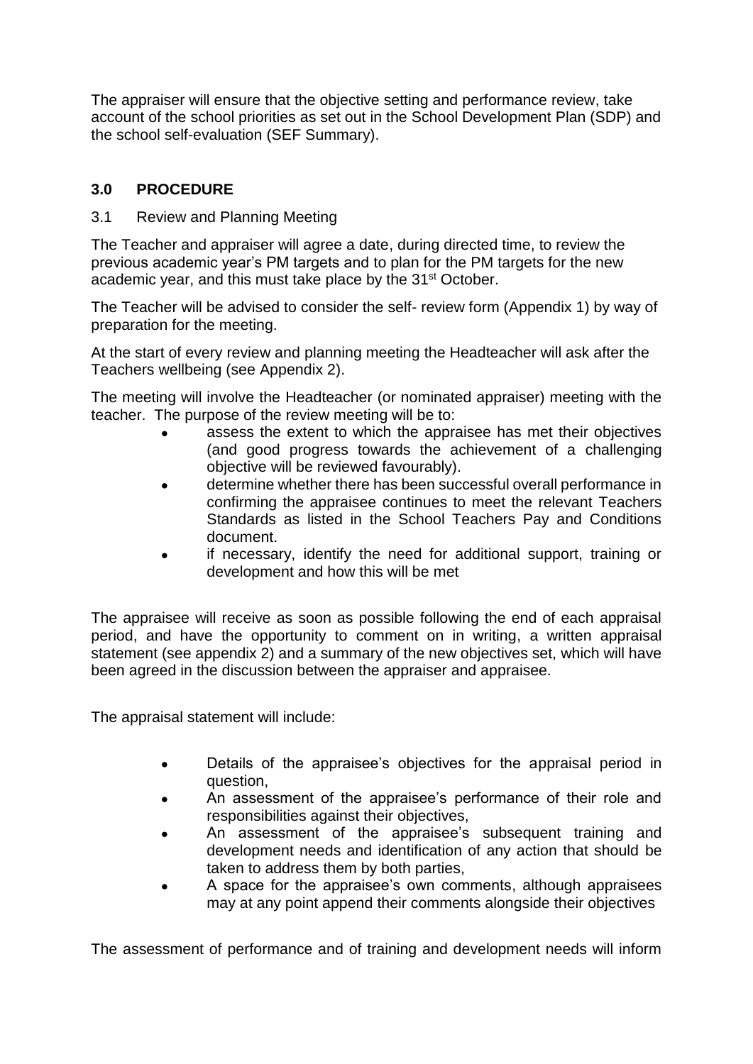The appraiser will ensure that the objective setting and performance review, take account of the school priorities as set out in the School Development Plan (SDP) and the school self-evaluation (SEF Summary).

## 3.0 PROCEDURE

### 3.1 Review and Planning Meeting

The Teacher and appraiser will agree a date, during directed time, to review the previous academic year's PM targets and to plan for the PM targets for the new academic year, and this must take place by the 31st October.

The Teacher will be advised to consider the self- review form (Appendix 1) by way of preparation for the meeting.

At the start of every review and planning meeting the Headteacher will ask after the Teachers wellbeing (see Appendix 2).

The meeting will involve the Headteacher (or nominated appraiser) meeting with the teacher. The purpose of the review meeting will be to:

- assess the extent to which the appraisee has met their objectives (and good progress towards the achievement of a challenging objective will be reviewed favourably).
- determine whether there has been successful overall performance in confirming the appraisee continues to meet the relevant Teachers Standards as listed in the School Teachers Pay and Conditions document.
- if necessary, identify the need for additional support, training or development and how this will be met

The appraisee will receive as soon as possible following the end of each appraisal period, and have the opportunity to comment on in writing, a written appraisal statement (see appendix 2) and a summary of the new objectives set, which will have been agreed in the discussion between the appraiser and appraisee.

The appraisal statement will include:

- Details of the appraisee's objectives for the appraisal period in question,
- An assessment of the appraisee's performance of their role and responsibilities against their objectives,
- An assessment of the appraisee's subsequent training and development needs and identification of any action that should be taken to address them by both parties,
- A space for the appraisee's own comments, although appraisees may at any point append their comments alongside their objectives

The assessment of performance and of training and development needs will inform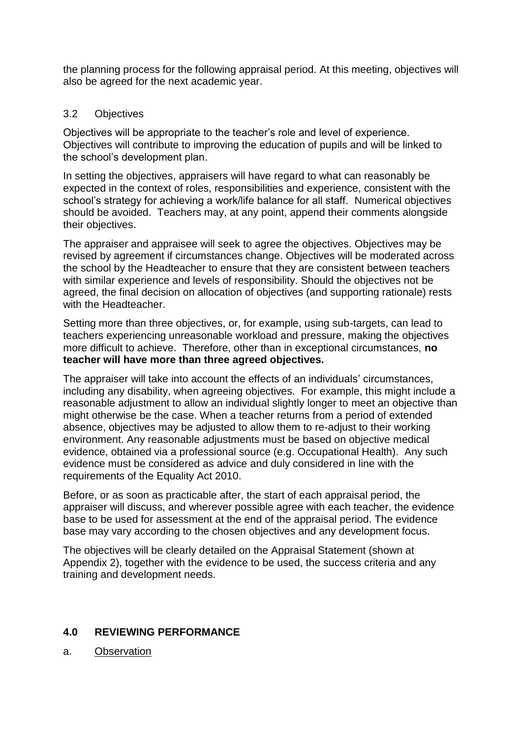the planning process for the following appraisal period. At this meeting, objectives will also be agreed for the next academic year.

### 3.2 Objectives

Objectives will be appropriate to the teacher's role and level of experience. Objectives will contribute to improving the education of pupils and will be linked to the school's development plan.

In setting the objectives, appraisers will have regard to what can reasonably be expected in the context of roles, responsibilities and experience, consistent with the school's strategy for achieving a work/life balance for all staff. Numerical objectives should be avoided. Teachers may, at any point, append their comments alongside their objectives.

The appraiser and appraisee will seek to agree the objectives. Objectives may be revised by agreement if circumstances change. Objectives will be moderated across the school by the Headteacher to ensure that they are consistent between teachers with similar experience and levels of responsibility. Should the objectives not be agreed, the final decision on allocation of objectives (and supporting rationale) rests with the Headteacher.

Setting more than three objectives, or, for example, using sub-targets, can lead to teachers experiencing unreasonable workload and pressure, making the objectives more difficult to achieve. Therefore, other than in exceptional circumstances, **no teacher will have more than three agreed objectives.**

The appraiser will take into account the effects of an individuals' circumstances, including any disability, when agreeing objectives. For example, this might include a reasonable adjustment to allow an individual slightly longer to meet an objective than might otherwise be the case. When a teacher returns from a period of extended absence, objectives may be adjusted to allow them to re-adjust to their working environment. Any reasonable adjustments must be based on objective medical evidence, obtained via a professional source (e.g. Occupational Health). Any such evidence must be considered as advice and duly considered in line with the requirements of the Equality Act 2010.

Before, or as soon as practicable after, the start of each appraisal period, the appraiser will discuss, and wherever possible agree with each teacher, the evidence base to be used for assessment at the end of the appraisal period. The evidence base may vary according to the chosen objectives and any development focus.

The objectives will be clearly detailed on the Appraisal Statement (shown at Appendix 2), together with the evidence to be used, the success criteria and any training and development needs.

## 4.0 REVIEWING PERFORMANCE

a. Observation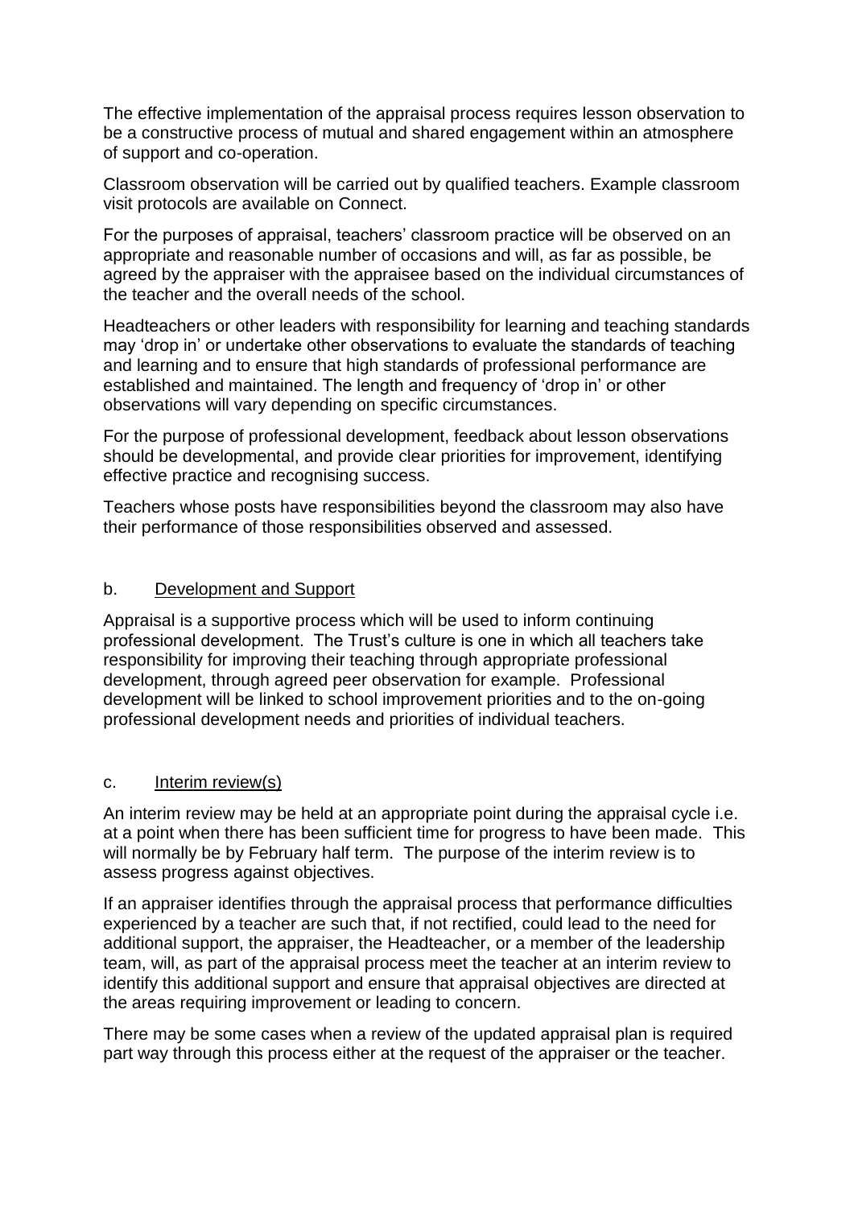The effective implementation of the appraisal process requires lesson observation to be a constructive process of mutual and shared engagement within an atmosphere of support and co-operation.

Classroom observation will be carried out by qualified teachers. Example classroom visit protocols are available on Connect.

For the purposes of appraisal, teachers' classroom practice will be observed on an appropriate and reasonable number of occasions and will, as far as possible, be agreed by the appraiser with the appraisee based on the individual circumstances of the teacher and the overall needs of the school.

Headteachers or other leaders with responsibility for learning and teaching standards may 'drop in' or undertake other observations to evaluate the standards of teaching and learning and to ensure that high standards of professional performance are established and maintained. The length and frequency of 'drop in' or other observations will vary depending on specific circumstances.

For the purpose of professional development, feedback about lesson observations should be developmental, and provide clear priorities for improvement, identifying effective practice and recognising success.

Teachers whose posts have responsibilities beyond the classroom may also have their performance of those responsibilities observed and assessed.

### b. Development and Support

Appraisal is a supportive process which will be used to inform continuing professional development. The Trust's culture is one in which all teachers take responsibility for improving their teaching through appropriate professional development, through agreed peer observation for example. Professional development will be linked to school improvement priorities and to the on-going professional development needs and priorities of individual teachers.

### c. Interim review(s)

An interim review may be held at an appropriate point during the appraisal cycle i.e. at a point when there has been sufficient time for progress to have been made. This will normally be by February half term. The purpose of the interim review is to assess progress against objectives.

If an appraiser identifies through the appraisal process that performance difficulties experienced by a teacher are such that, if not rectified, could lead to the need for additional support, the appraiser, the Headteacher, or a member of the leadership team, will, as part of the appraisal process meet the teacher at an interim review to identify this additional support and ensure that appraisal objectives are directed at the areas requiring improvement or leading to concern.

There may be some cases when a review of the updated appraisal plan is required part way through this process either at the request of the appraiser or the teacher.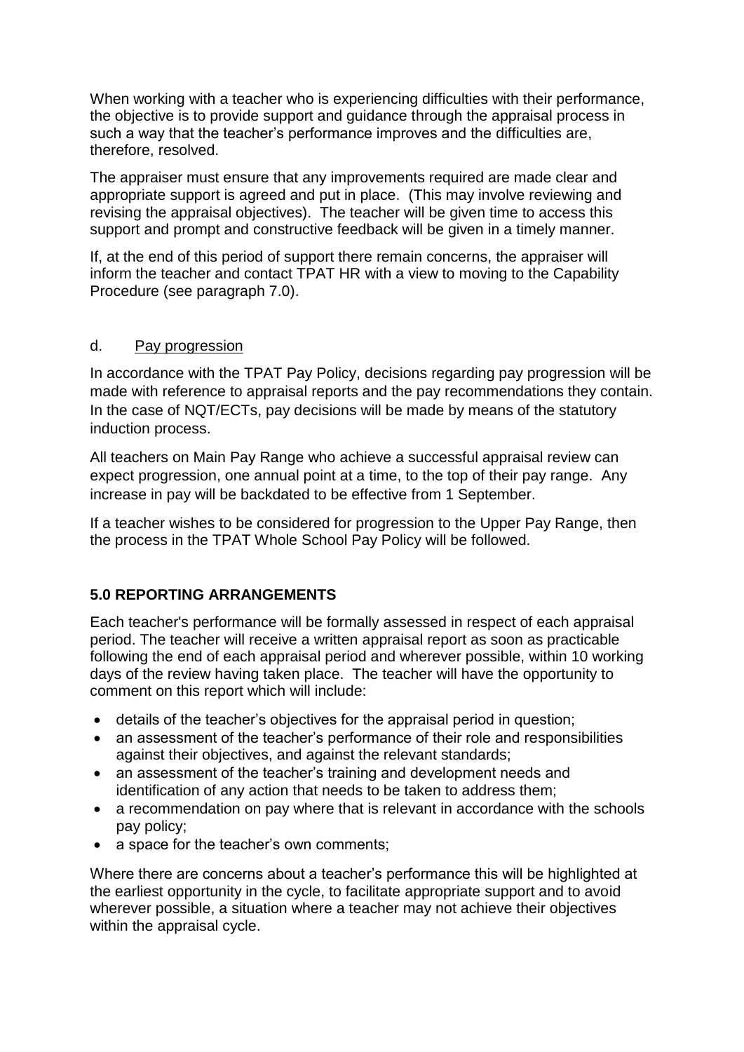When working with a teacher who is experiencing difficulties with their performance, the objective is to provide support and guidance through the appraisal process in such a way that the teacher's performance improves and the difficulties are, therefore, resolved.

The appraiser must ensure that any improvements required are made clear and appropriate support is agreed and put in place. (This may involve reviewing and revising the appraisal objectives). The teacher will be given time to access this support and prompt and constructive feedback will be given in a timely manner.

If, at the end of this period of support there remain concerns, the appraiser will inform the teacher and contact TPAT HR with a view to moving to the Capability Procedure (see paragraph 7.0).

d. Pay progression

In accordance with the TPAT Pay Policy, decisions regarding pay progression will be made with reference to appraisal reports and the pay recommendations they contain. In the case of NQT/ECTs, pay decisions will be made by means of the statutory induction process.

All teachers on Main Pay Range who achieve a successful appraisal review can expect progression, one annual point at a time, to the top of their pay range. Any increase in pay will be backdated to be effective from 1 September.

If a teacher wishes to be considered for progression to the Upper Pay Range, then the process in the TPAT Whole School Pay Policy will be followed.

## 5.0 REPORTING ARRANGEMENTS

Each teacher's performance will be formally assessed in respect of each appraisal period. The teacher will receive a written appraisal report as soon as practicable following the end of each appraisal period and wherever possible, within 10 working days of the review having taken place. The teacher will have the opportunity to comment on this report which will include:

- details of the teacher's objectives for the appraisal period in question;
- an assessment of the teacher's performance of their role and responsibilities against their objectives, and against the relevant standards;
- an assessment of the teacher's training and development needs and identification of any action that needs to be taken to address them;
- a recommendation on pay where that is relevant in accordance with the schools pay policy;
- a space for the teacher's own comments;

Where there are concerns about a teacher's performance this will be highlighted at the earliest opportunity in the cycle, to facilitate appropriate support and to avoid wherever possible, a situation where a teacher may not achieve their objectives within the appraisal cycle.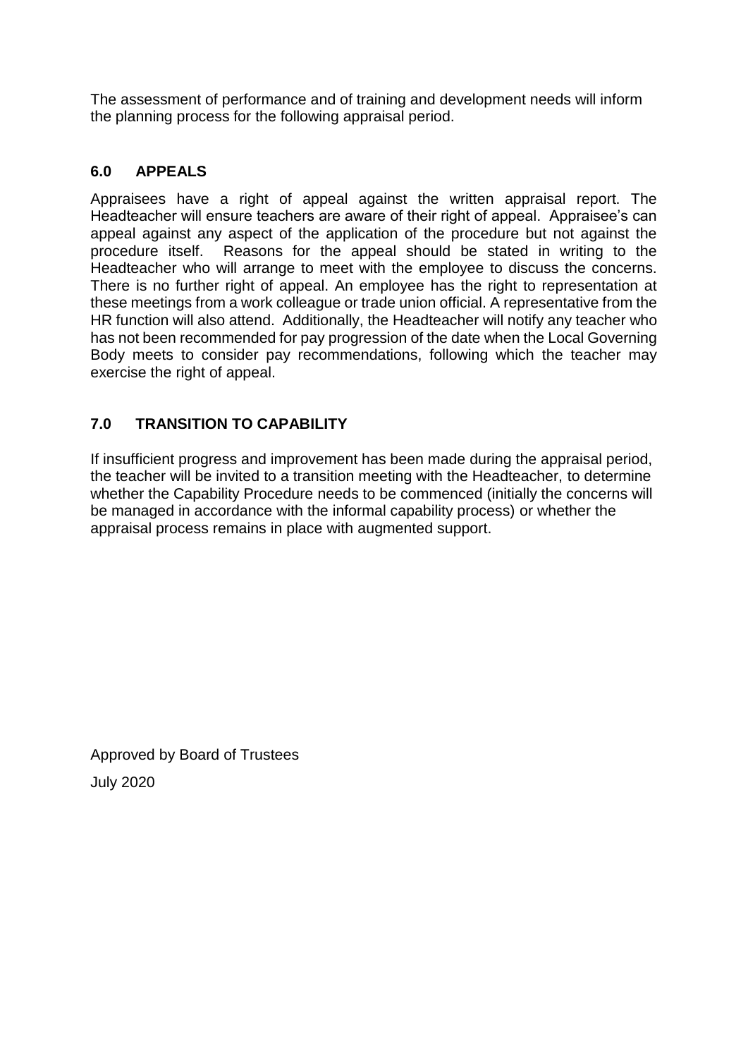The assessment of performance and of training and development needs will inform the planning process for the following appraisal period.

## 6.0 APPEALS

Appraisees have a right of appeal against the written appraisal report. The Headteacher will ensure teachers are aware of their right of appeal. Appraisee's can appeal against any aspect of the application of the procedure but not against the procedure itself. Reasons for the appeal should be stated in writing to the Headteacher who will arrange to meet with the employee to discuss the concerns. There is no further right of appeal. An employee has the right to representation at these meetings from a work colleague or trade union official. A representative from the HR function will also attend. Additionally, the Headteacher will notify any teacher who has not been recommended for pay progression of the date when the Local Governing Body meets to consider pay recommendations, following which the teacher may exercise the right of appeal.

## 7.0 TRANSITION TO CAPABILITY

If insufficient progress and improvement has been made during the appraisal period, the teacher will be invited to a transition meeting with the Headteacher, to determine whether the Capability Procedure needs to be commenced (initially the concerns will be managed in accordance with the informal capability process) or whether the appraisal process remains in place with augmented support.

Approved by Board of Trustees

July 2020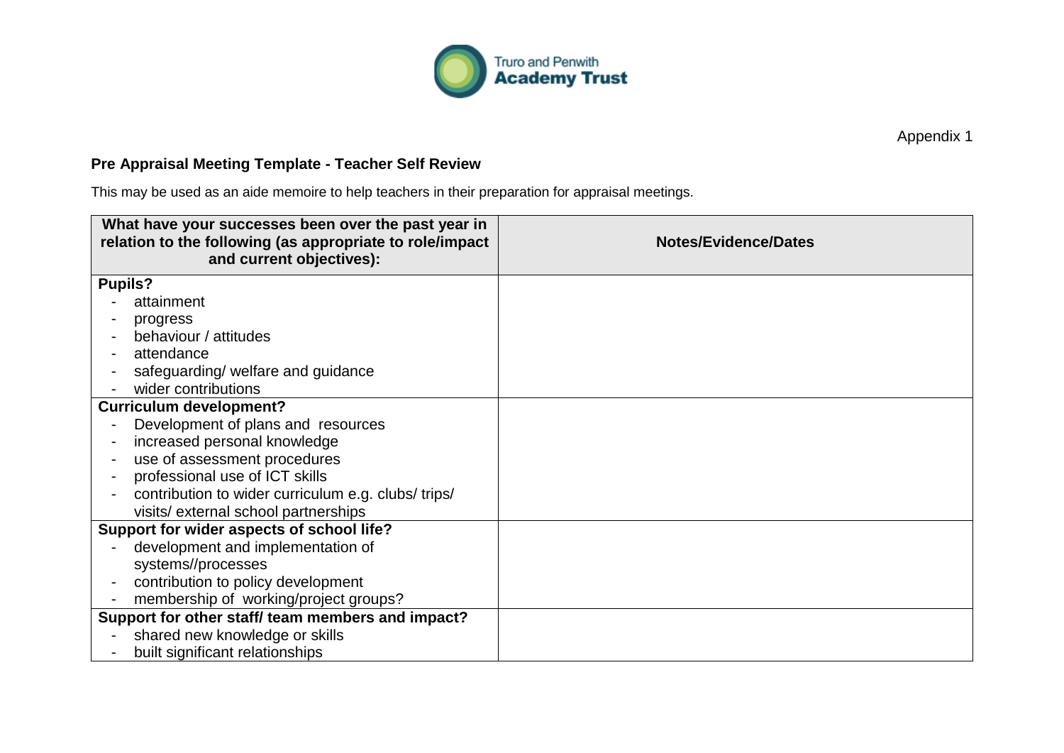Truro and Penwith Academy Trust

Appendix 1

**Pre Appraisal Meeting Template - Teacher Self Review**

This may be used as an aide memoire to help teachers in their preparation for appraisal meetings.

| What have your successes been over the past year in relation to the following (as appropriate to role/impact and current objectives): | Notes/Evidence/Dates |
|---|---|
| **Pupils?**<br>- attainment<br>- progress<br>- behaviour / attitudes<br>- attendance<br>- safeguarding/ welfare and guidance<br>- wider contributions | |
| **Curriculum development?**<br>- Development of plans and resources<br>- increased personal knowledge<br>- use of assessment procedures<br>- professional use of ICT skills<br>- contribution to wider curriculum e.g. clubs/ trips/ visits/ external school partnerships | |
| **Support for wider aspects of school life?**<br>- development and implementation of systems//processes<br>- contribution to policy development<br>- membership of working/project groups? | |
| **Support for other staff/ team members and impact?**<br>- shared new knowledge or skills<br>- built significant relationships | |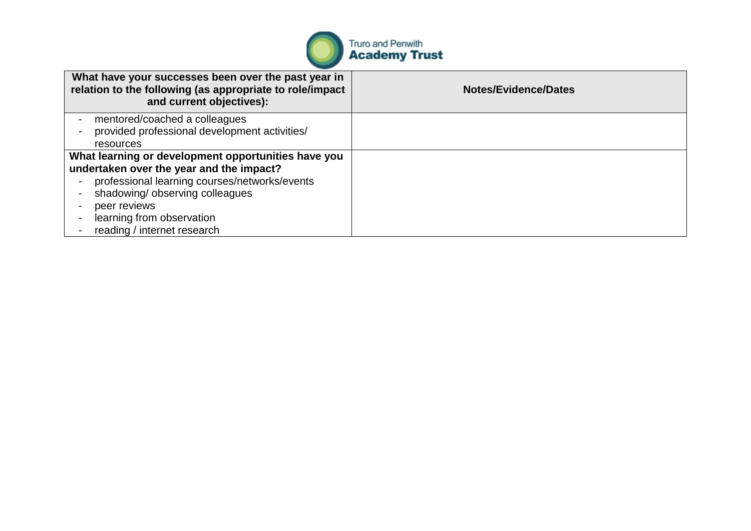| What have your successes been over the past year in relation to the following (as appropriate to role/impact and current objectives): | Notes/Evidence/Dates |
|---|---|
| - mentored/coached a colleagues<br>- provided professional development activities/ resources | |
| **What learning or development opportunities have you undertaken over the year and the impact?**<br>- professional learning courses/networks/events<br>- shadowing/ observing colleagues<br>- peer reviews<br>- learning from observation<br>- reading / internet research | |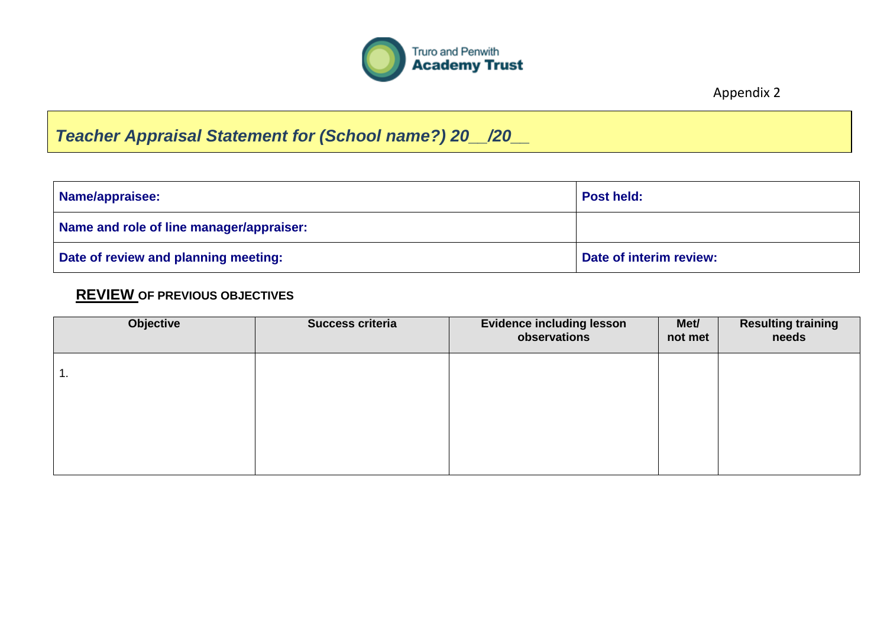Truro and Penwith
**Academy Trust**

Appendix 2

## *Teacher Appraisal Statement for (School name?) 20__/20__*

| **Name/appraisee:** | **Post held:** |
|---|---|
| **Name and role of line manager/appraiser:** | |
| **Date of review and planning meeting:** | **Date of interim review:** |

### REVIEW OF PREVIOUS OBJECTIVES

| Objective | Success criteria | Evidence including lesson observations | Met/ not met | Resulting training needs |
|---|---|---|---|---|
| 1. | | | | |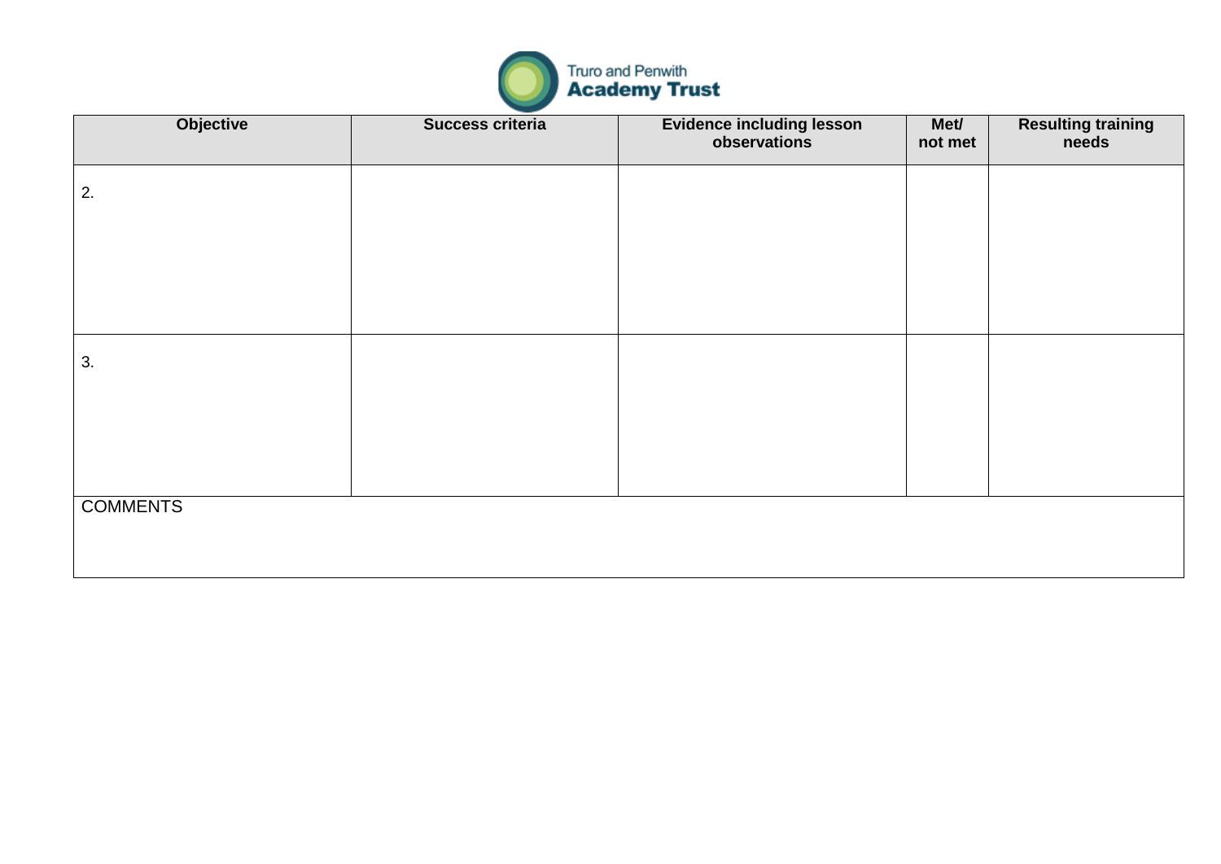Truro and Penwith
**Academy Trust**

| Objective | Success criteria | Evidence including lesson observations | Met/ not met | Resulting training needs |
|---|---|---|---|---|
| 2. | | | | |
| 3. | | | | |
| COMMENTS | | | | |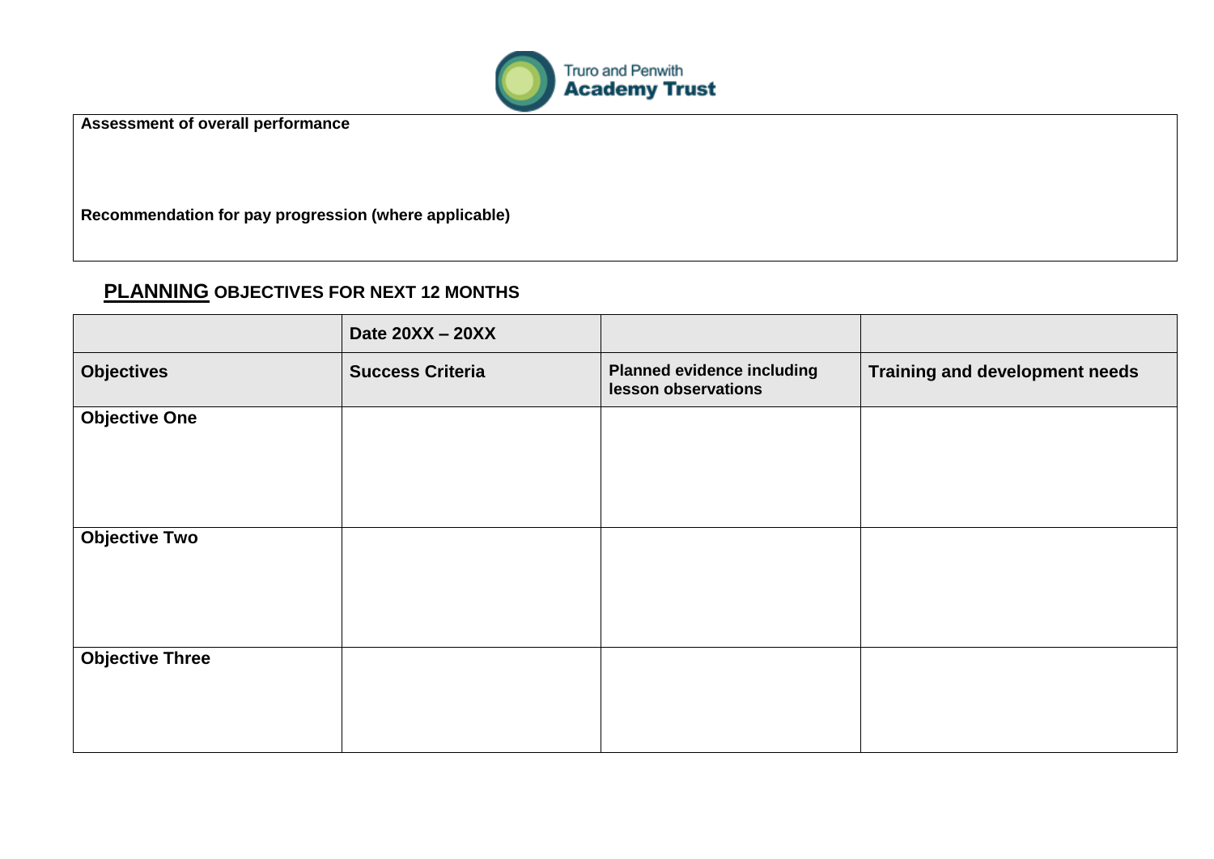| **Assessment of overall performance** |
|---|
| |
| **Recommendation for pay progression (where applicable)** |
| |

## **PLANNING** OBJECTIVES FOR NEXT 12 MONTHS

| | **Date 20XX – 20XX** | | |
|---|---|---|---|
| **Objectives** | **Success Criteria** | **Planned evidence including lesson observations** | **Training and development needs** |
| **Objective One** | | | |
| **Objective Two** | | | |
| **Objective Three** | | | |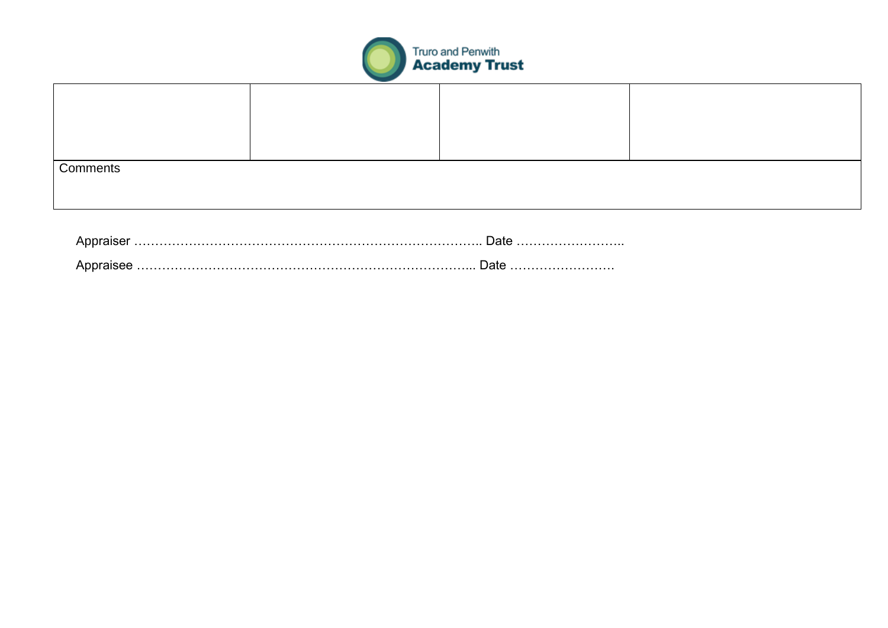Truro and Penwith
**Academy Trust**

| | | | |
|---|---|---|---|
| | | | |
| Comments | | | |

Appraiser ………………………………………………………………………….. Date ……………………..

Appraisee ………………………………………………………………………... Date …………………….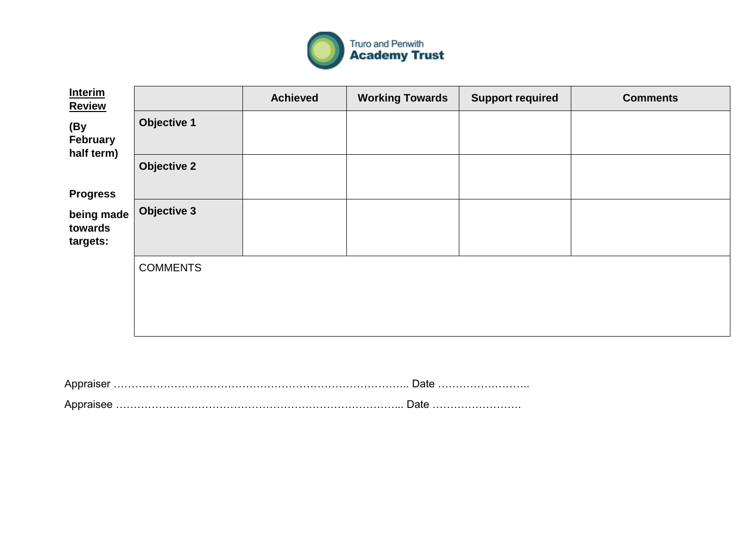Truro and Penwith **Academy Trust**

**<u>Interim Review</u>**

**(By February half term)**

**Progress being made towards targets:**

| | Achieved | Working Towards | Support required | Comments |
|---|---|---|---|---|
| **Objective 1** | | | | |
| **Objective 2** | | | | |
| **Objective 3** | | | | |
| COMMENTS | | | | |

Appraiser ………………………………………………………………………….. Date ……………………..

Appraisee ……………………………………………………………………... Date …………………….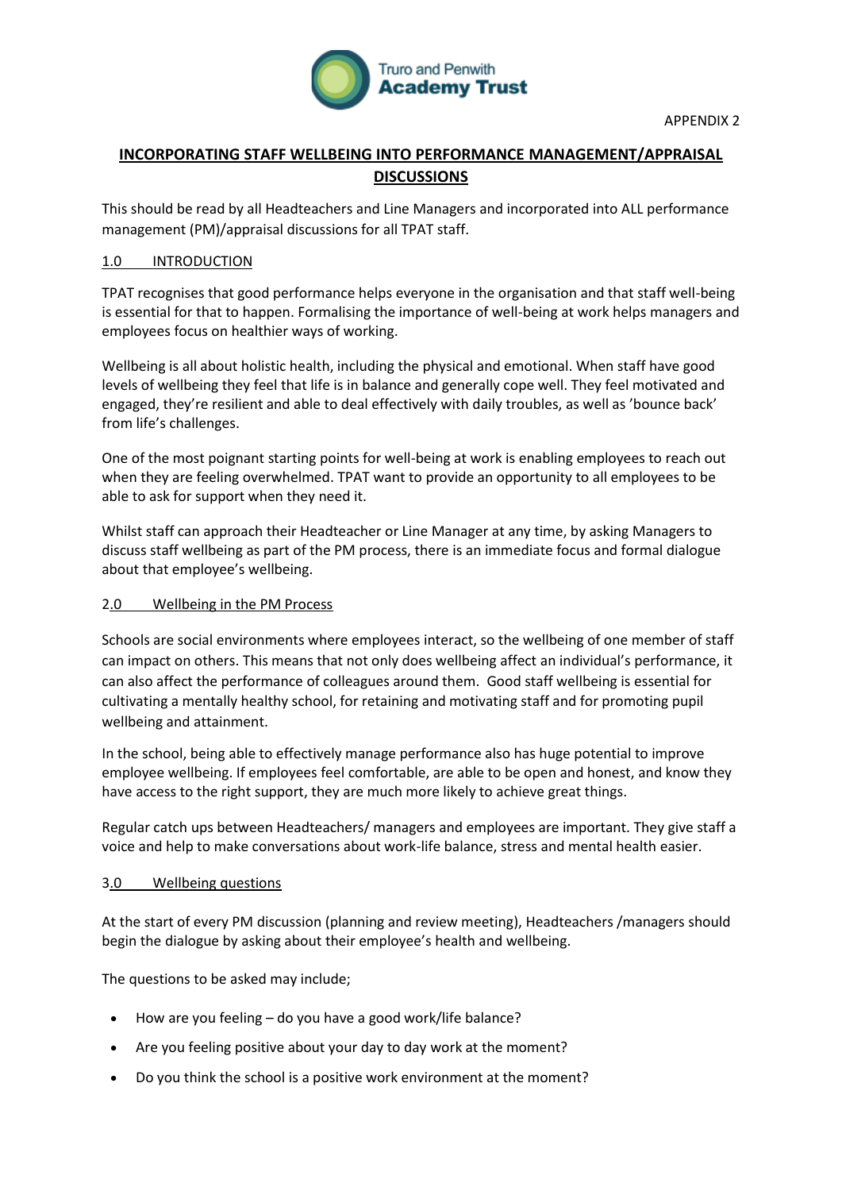APPENDIX 2

## INCORPORATING STAFF WELLBEING INTO PERFORMANCE MANAGEMENT/APPRAISAL DISCUSSIONS

This should be read by all Headteachers and Line Managers and incorporated into ALL performance management (PM)/appraisal discussions for all TPAT staff.

### 1.0 INTRODUCTION

TPAT recognises that good performance helps everyone in the organisation and that staff well-being is essential for that to happen. Formalising the importance of well-being at work helps managers and employees focus on healthier ways of working.

Wellbeing is all about holistic health, including the physical and emotional. When staff have good levels of wellbeing they feel that life is in balance and generally cope well. They feel motivated and engaged, they're resilient and able to deal effectively with daily troubles, as well as 'bounce back' from life's challenges.

One of the most poignant starting points for well-being at work is enabling employees to reach out when they are feeling overwhelmed. TPAT want to provide an opportunity to all employees to be able to ask for support when they need it.

Whilst staff can approach their Headteacher or Line Manager at any time, by asking Managers to discuss staff wellbeing as part of the PM process, there is an immediate focus and formal dialogue about that employee's wellbeing.

### 2.0 Wellbeing in the PM Process

Schools are social environments where employees interact, so the wellbeing of one member of staff can impact on others. This means that not only does wellbeing affect an individual's performance, it can also affect the performance of colleagues around them. Good staff wellbeing is essential for cultivating a mentally healthy school, for retaining and motivating staff and for promoting pupil wellbeing and attainment.

In the school, being able to effectively manage performance also has huge potential to improve employee wellbeing. If employees feel comfortable, are able to be open and honest, and know they have access to the right support, they are much more likely to achieve great things.

Regular catch ups between Headteachers/ managers and employees are important. They give staff a voice and help to make conversations about work-life balance, stress and mental health easier.

### 3.0 Wellbeing questions

At the start of every PM discussion (planning and review meeting), Headteachers /managers should begin the dialogue by asking about their employee's health and wellbeing.

The questions to be asked may include;

- How are you feeling – do you have a good work/life balance?
- Are you feeling positive about your day to day work at the moment?
- Do you think the school is a positive work environment at the moment?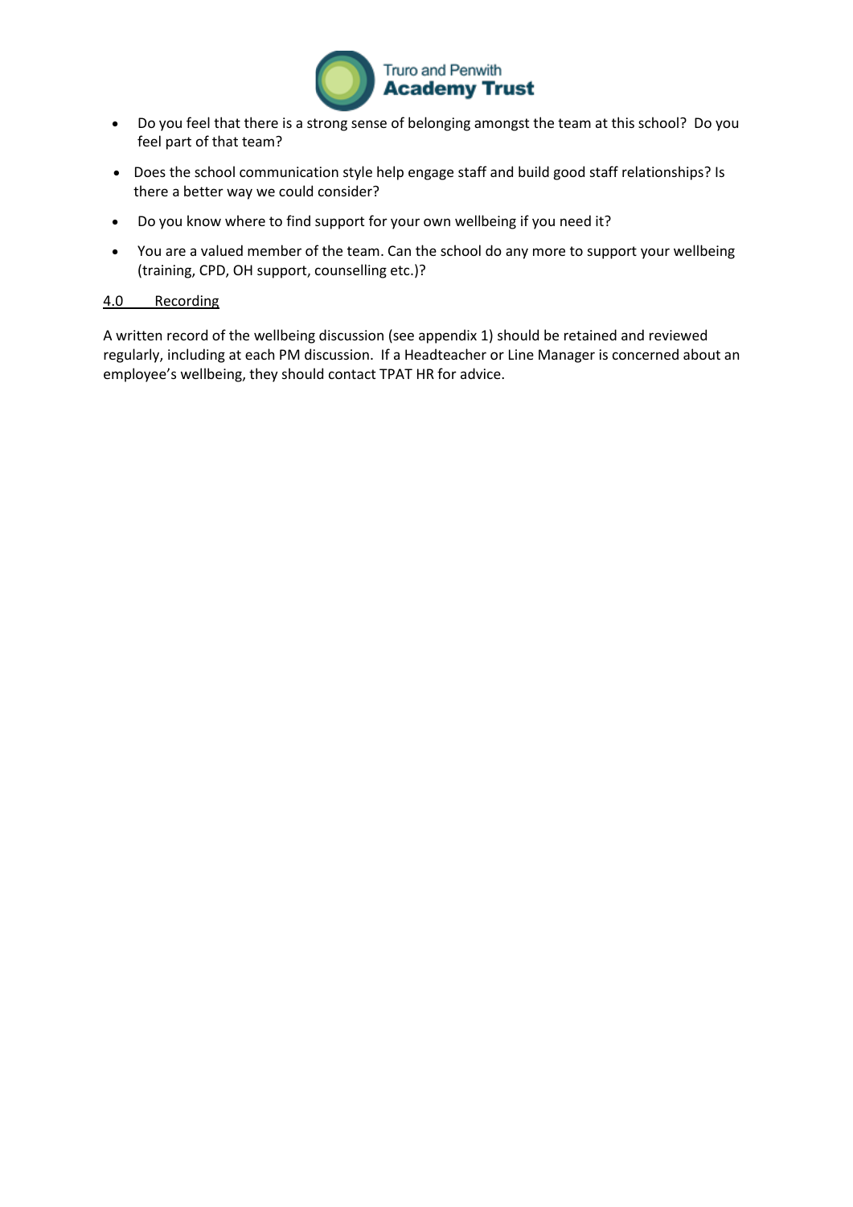- Do you feel that there is a strong sense of belonging amongst the team at this school? Do you feel part of that team?
- Does the school communication style help engage staff and build good staff relationships? Is there a better way we could consider?
- Do you know where to find support for your own wellbeing if you need it?
- You are a valued member of the team. Can the school do any more to support your wellbeing (training, CPD, OH support, counselling etc.)?

## 4.0 Recording

A written record of the wellbeing discussion (see appendix 1) should be retained and reviewed regularly, including at each PM discussion. If a Headteacher or Line Manager is concerned about an employee's wellbeing, they should contact TPAT HR for advice.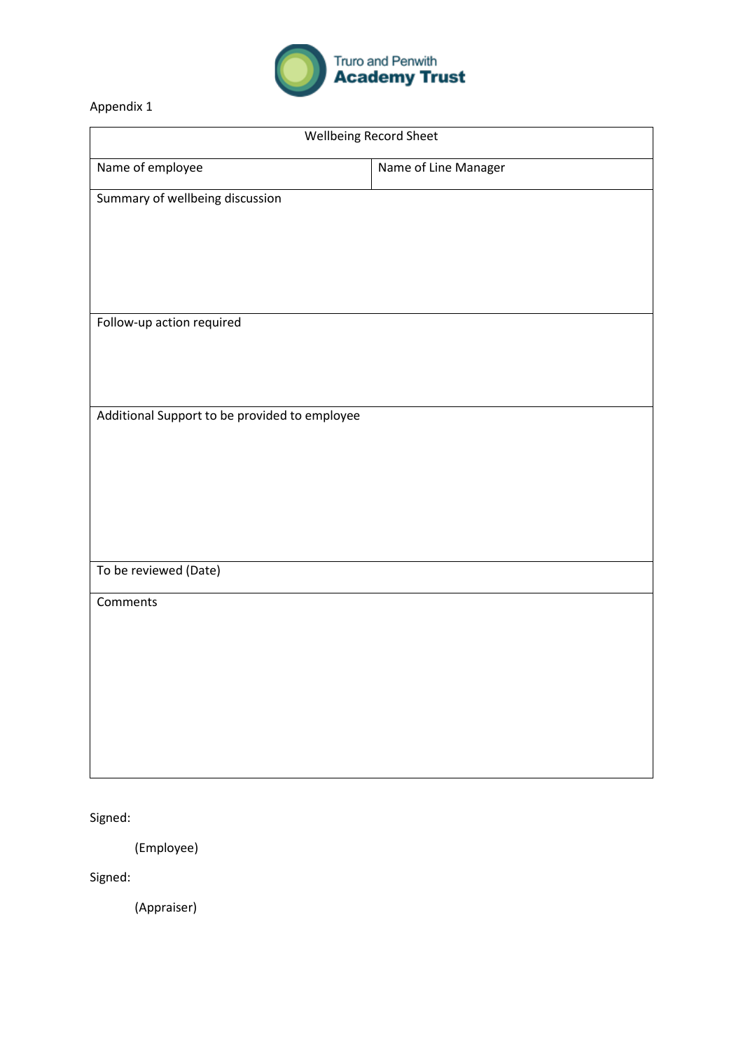Truro and Penwith Academy Trust

Appendix 1

| Wellbeing Record Sheet | |
|---|---|
| Name of employee | Name of Line Manager |
| Summary of wellbeing discussion | |
| Follow-up action required | |
| Additional Support to be provided to employee | |
| To be reviewed (Date) | |
| Comments | |

Signed:

(Employee)

Signed:

(Appraiser)